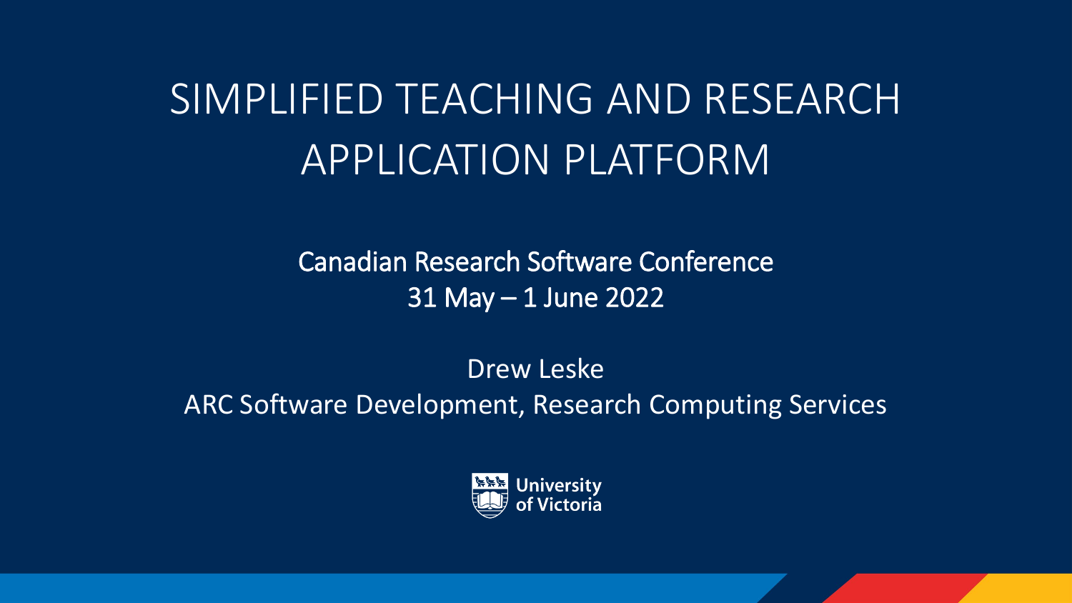# SIMPLIFIED TEACHING AND RESEARCH APPLICATION PLATFORM

Canadian Research Software Conference
31 May – 1 June 2022

Drew Leske
ARC Software Development, Research Computing Services

University of Victoria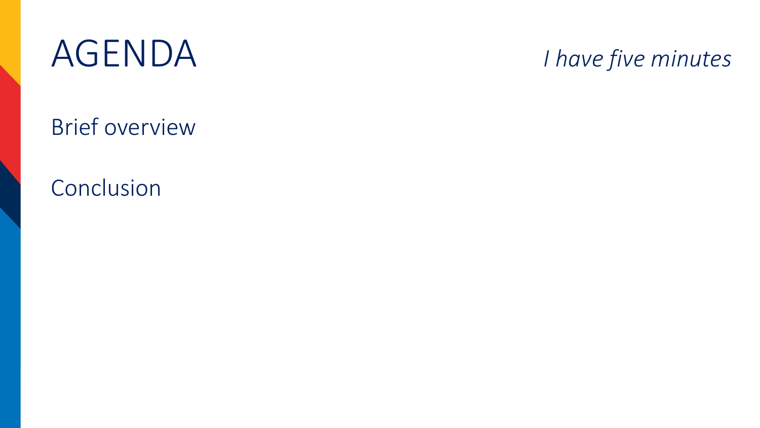# AGENDA

*I have five minutes*

Brief overview

Conclusion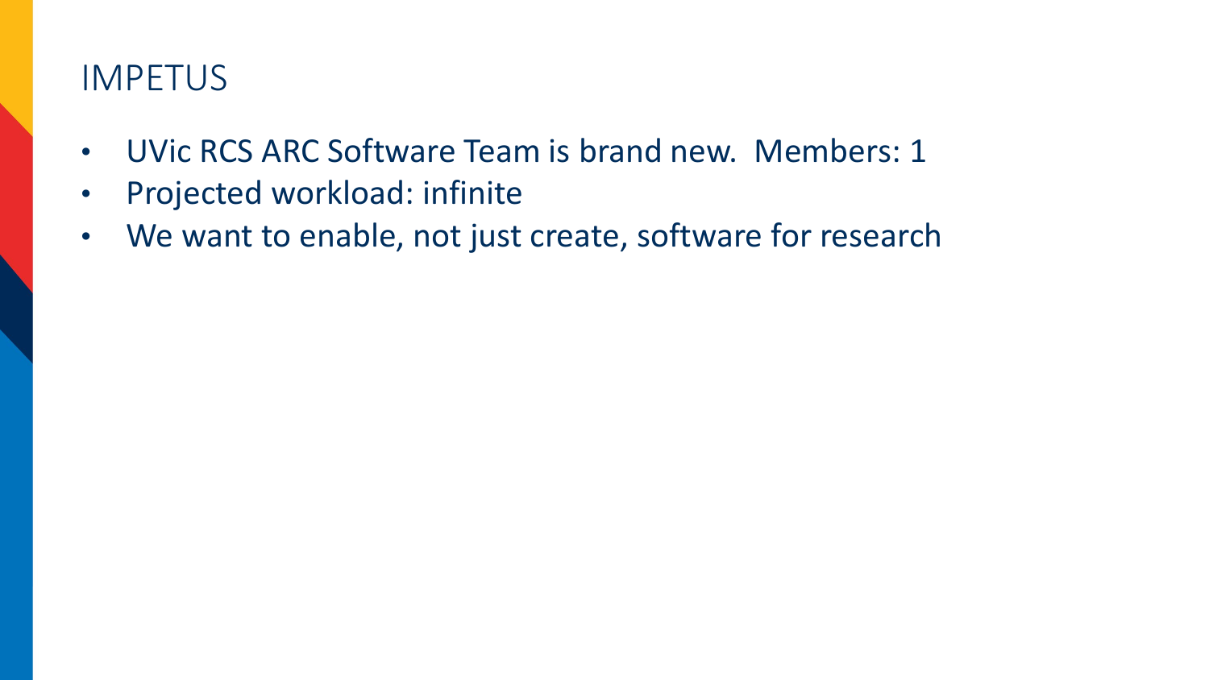# IMPETUS

- UVic RCS ARC Software Team is brand new.  Members: 1
- Projected workload: infinite
- We want to enable, not just create, software for research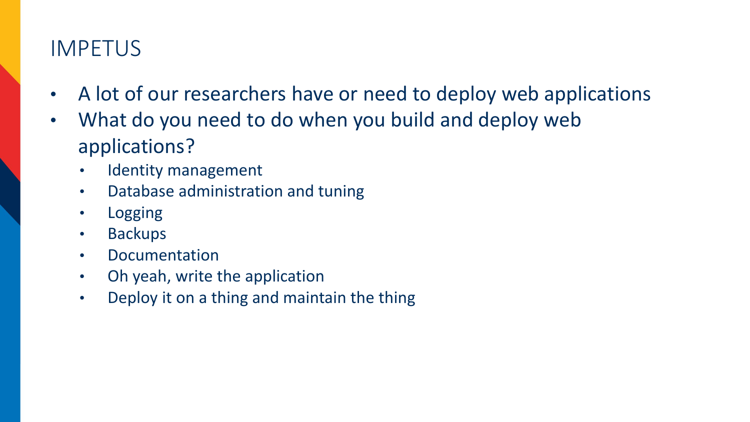# IMPETUS

- A lot of our researchers have or need to deploy web applications
- What do you need to do when you build and deploy web applications?
  - Identity management
  - Database administration and tuning
  - Logging
  - Backups
  - Documentation
  - Oh yeah, write the application
  - Deploy it on a thing and maintain the thing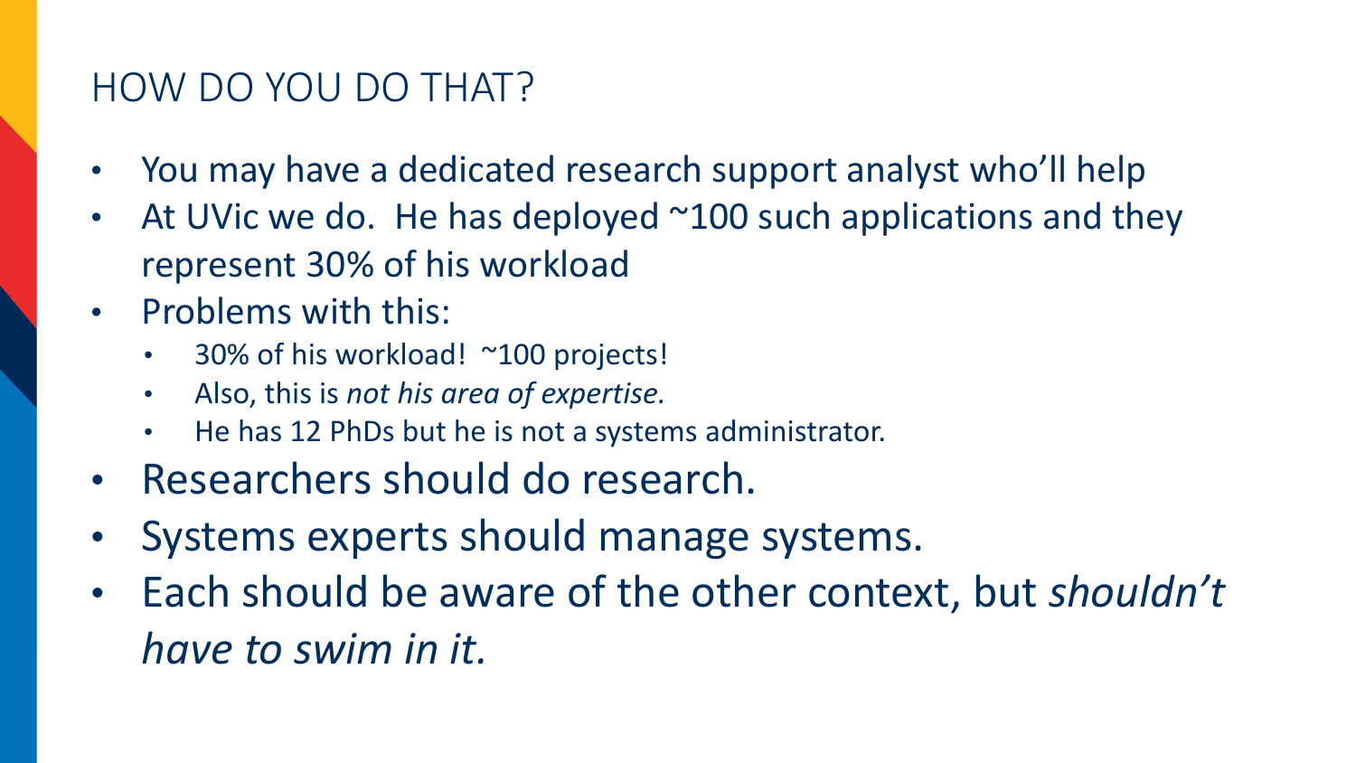## HOW DO YOU DO THAT?

- You may have a dedicated research support analyst who'll help
- At UVic we do. He has deployed ~100 such applications and they represent 30% of his workload
- Problems with this:
  - 30% of his workload! ~100 projects!
  - Also, this is *not his area of expertise.*
  - He has 12 PhDs but he is not a systems administrator.
- Researchers should do research.
- Systems experts should manage systems.
- Each should be aware of the other context, but *shouldn't have to swim in it.*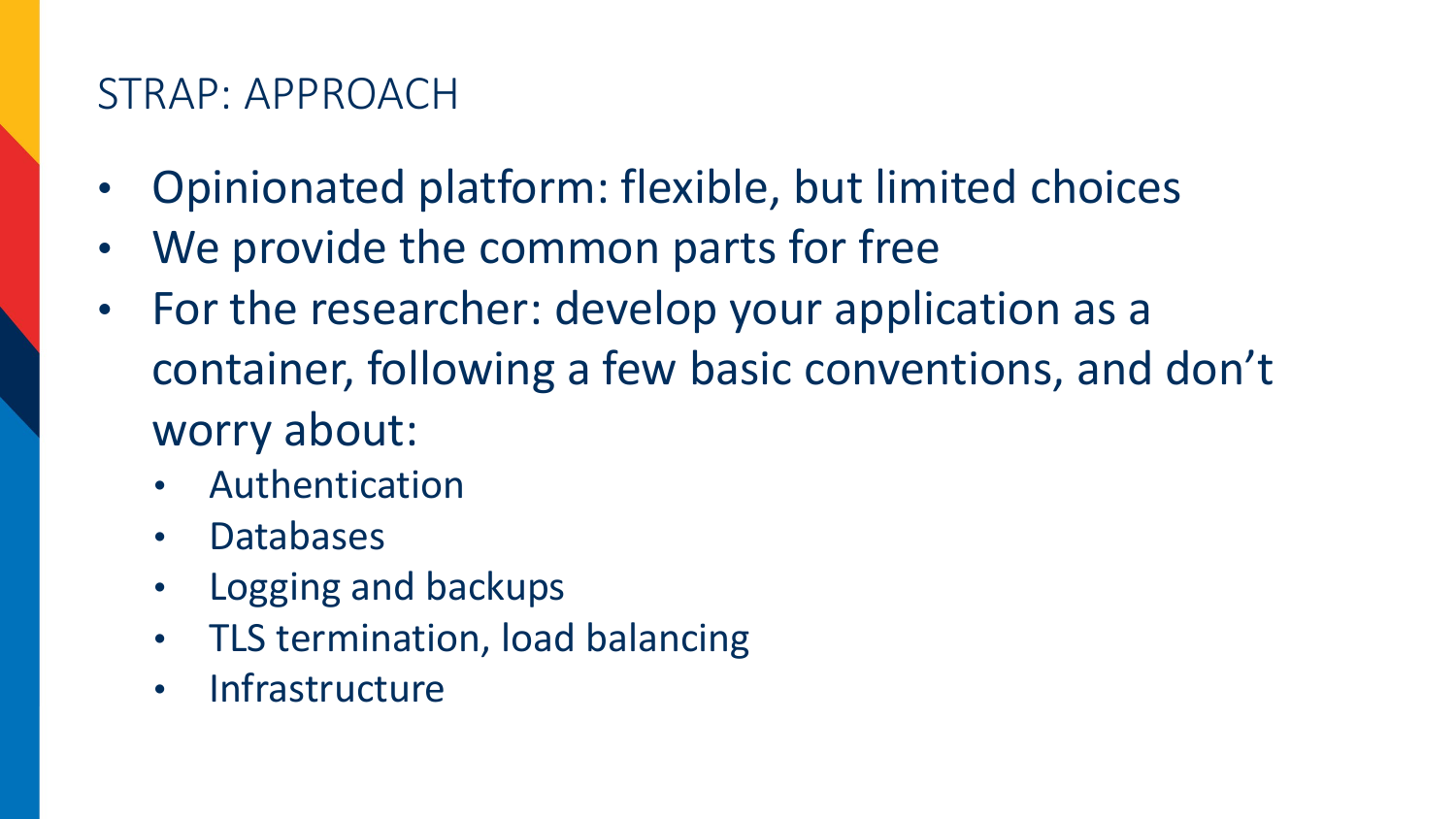# STRAP: APPROACH

- Opinionated platform: flexible, but limited choices
- We provide the common parts for free
- For the researcher: develop your application as a container, following a few basic conventions, and don't worry about:
  - Authentication
  - Databases
  - Logging and backups
  - TLS termination, load balancing
  - Infrastructure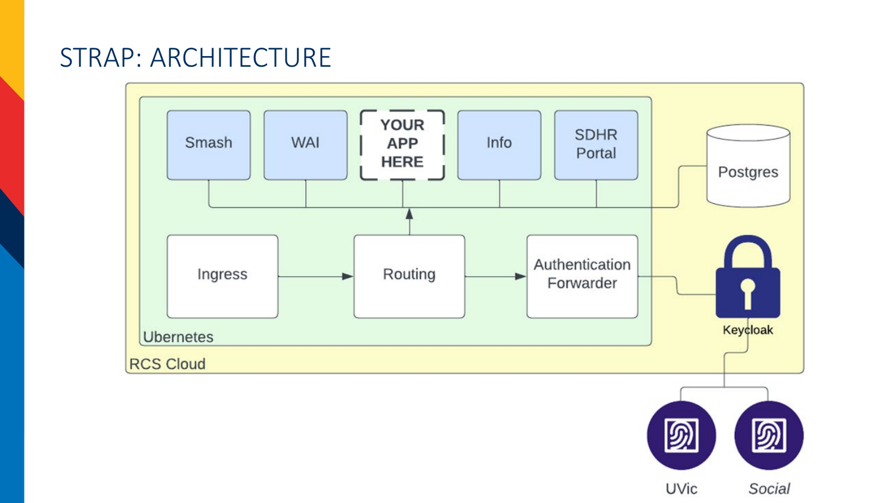# STRAP: ARCHITECTURE

- RCS Cloud
  - Ubernetes
    - Smash
    - WAI
    - YOUR APP HERE
    - Info
    - SDHR Portal
    - Ingress
    - Routing
    - Authentication Forwarder
  - Postgres
  - Keycloak
- UVic
- *Social*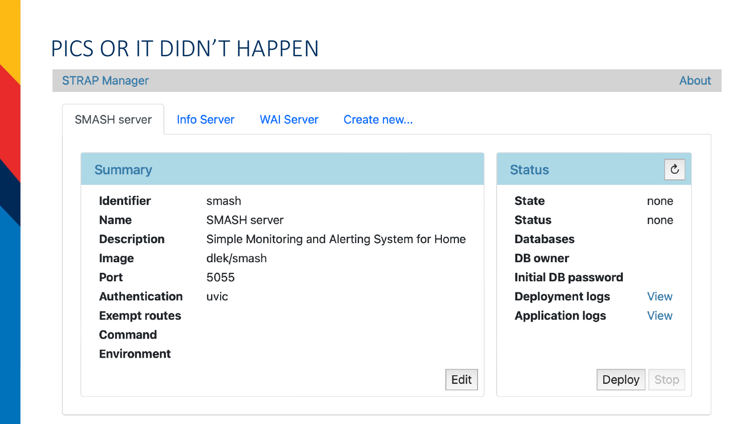# PICS OR IT DIDN'T HAPPEN

STRAP Manager | About

SMASH server | Info Server | WAI Server | Create new...

## Summary

| | |
|---|---|
| **Identifier** | smash |
| **Name** | SMASH server |
| **Description** | Simple Monitoring and Alerting System for Home |
| **Image** | dlek/smash |
| **Port** | 5055 |
| **Authentication** | uvic |
| **Exempt routes** | |
| **Command** | |
| **Environment** | |

Edit

## Status

| | |
|---|---|
| **State** | none |
| **Status** | none |
| **Databases** | |
| **DB owner** | |
| **Initial DB password** | |
| **Deployment logs** | View |
| **Application logs** | View |

Deploy | Stop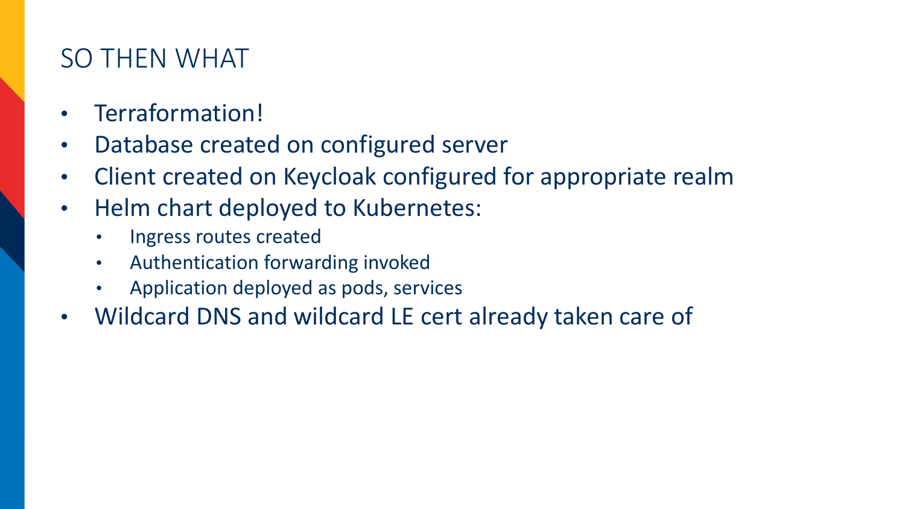# SO THEN WHAT

- Terraformation!
- Database created on configured server
- Client created on Keycloak configured for appropriate realm
- Helm chart deployed to Kubernetes:
  - Ingress routes created
  - Authentication forwarding invoked
  - Application deployed as pods, services
- Wildcard DNS and wildcard LE cert already taken care of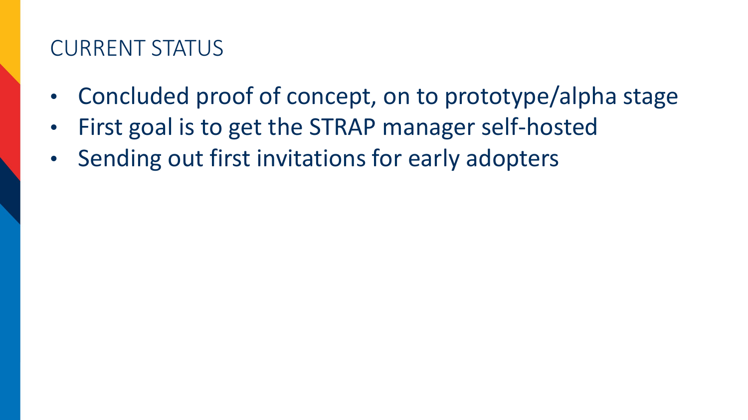# CURRENT STATUS

- Concluded proof of concept, on to prototype/alpha stage
- First goal is to get the STRAP manager self-hosted
- Sending out first invitations for early adopters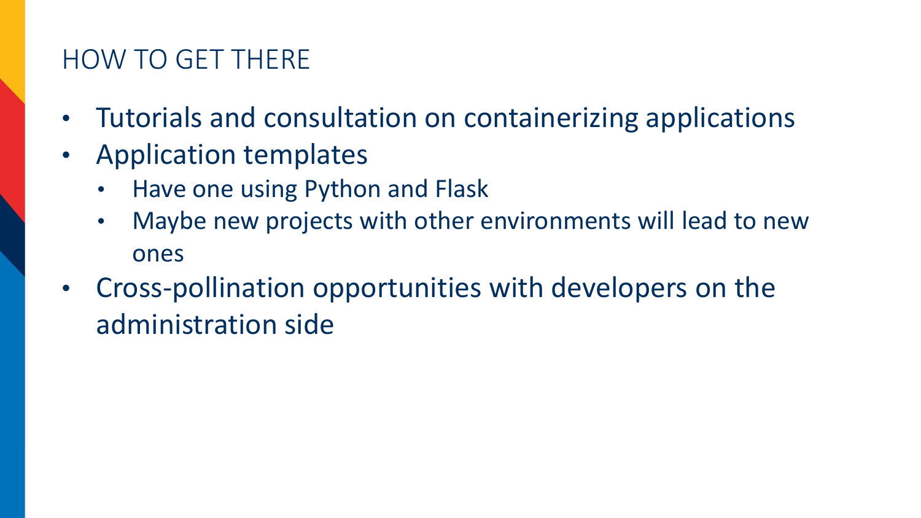## HOW TO GET THERE

- Tutorials and consultation on containerizing applications
- Application templates
  - Have one using Python and Flask
  - Maybe new projects with other environments will lead to new ones
- Cross-pollination opportunities with developers on the administration side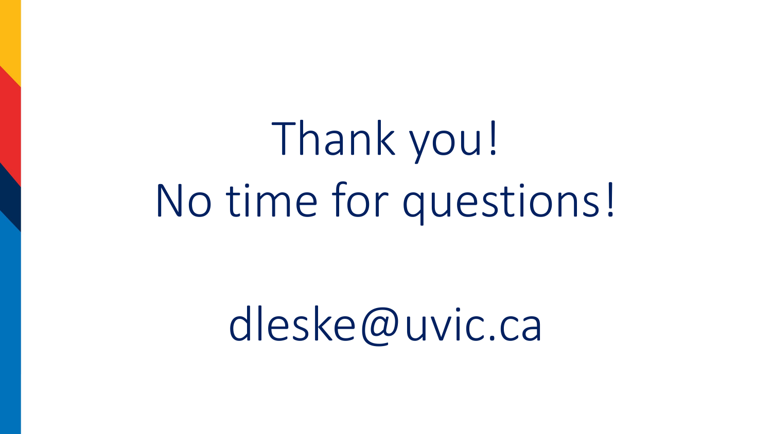Thank you!

No time for questions!

dleske@uvic.ca